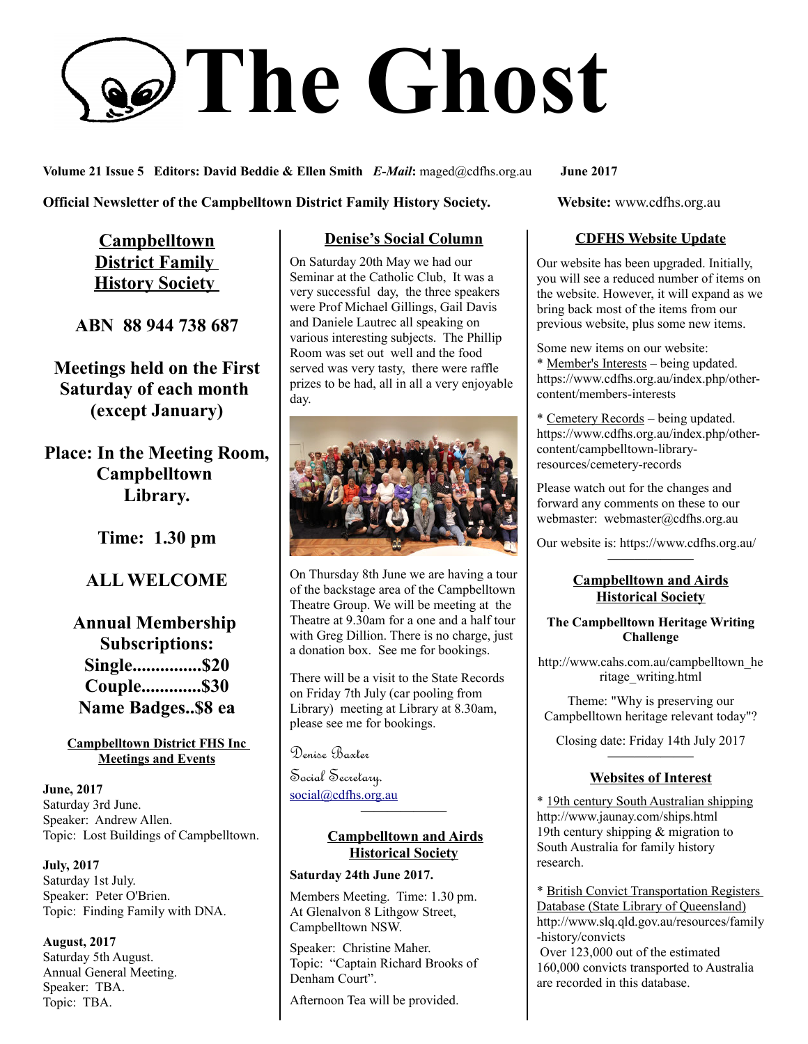# The Ghost

**Volume 21 Issue 5 Editors: David Beddie & Ellen Smith** ***E-Mail*****:** maged@cdfhs.org.au **June 2017**

**Official Newsletter of the Campbelltown District Family History Society.** **Website:** www.cdfhs.org.au

## Campbelltown District Family History Society

**ABN 88 944 738 687**

**Meetings held on the First Saturday of each month (except January)**

**Place: In the Meeting Room, Campbelltown Library.**

**Time: 1.30 pm**

**ALL WELCOME**

**Annual Membership Subscriptions:**
**Single...............$20**
**Couple.............$30**
**Name Badges..$8 ea**

### Campbelltown District FHS Inc Meetings and Events

**June, 2017**
Saturday 3rd June.
Speaker: Andrew Allen.
Topic: Lost Buildings of Campbelltown.

**July, 2017**
Saturday 1st July.
Speaker: Peter O'Brien.
Topic: Finding Family with DNA.

**August, 2017**
Saturday 5th August.
Annual General Meeting.
Speaker: TBA.
Topic: TBA.

## Denise's Social Column

On Saturday 20th May we had our Seminar at the Catholic Club, It was a very successful day, the three speakers were Prof Michael Gillings, Gail Davis and Daniele Lautrec all speaking on various interesting subjects. The Phillip Room was set out well and the food served was very tasty, there were raffle prizes to be had, all in all a very enjoyable day.

On Thursday 8th June we are having a tour of the backstage area of the Campbelltown Theatre Group. We will be meeting at the Theatre at 9.30am for a one and a half tour with Greg Dillion. There is no charge, just a donation box. See me for bookings.

There will be a visit to the State Records on Friday 7th July (car pooling from Library) meeting at Library at 8.30am, please see me for bookings.

Denise Baxter
Social Secretary.
social@cdfhs.org.au

## Campbelltown and Airds Historical Society

**Saturday 24th June 2017.**

Members Meeting. Time: 1.30 pm.
At Glenalvon 8 Lithgow Street, Campbelltown NSW.

Speaker: Christine Maher.
Topic: "Captain Richard Brooks of Denham Court".

Afternoon Tea will be provided.

## CDFHS Website Update

Our website has been upgraded. Initially, you will see a reduced number of items on the website. However, it will expand as we bring back most of the items from our previous website, plus some new items.

Some new items on our website:
* Member's Interests – being updated. https://www.cdfhs.org.au/index.php/other-content/members-interests

* Cemetery Records – being updated. https://www.cdfhs.org.au/index.php/other-content/campbelltown-library-resources/cemetery-records

Please watch out for the changes and forward any comments on these to our webmaster: webmaster@cdfhs.org.au

Our website is: https://www.cdfhs.org.au/

## Campbelltown and Airds Historical Society

**The Campbelltown Heritage Writing Challenge**

http://www.cahs.com.au/campbelltown_heritage_writing.html

Theme: "Why is preserving our Campbelltown heritage relevant today"?

Closing date: Friday 14th July 2017

## Websites of Interest

* 19th century South Australian shipping
http://www.jaunay.com/ships.html
19th century shipping & migration to South Australia for family history research.

* British Convict Transportation Registers Database (State Library of Queensland)
http://www.slq.qld.gov.au/resources/family-history/convicts
Over 123,000 out of the estimated 160,000 convicts transported to Australia are recorded in this database.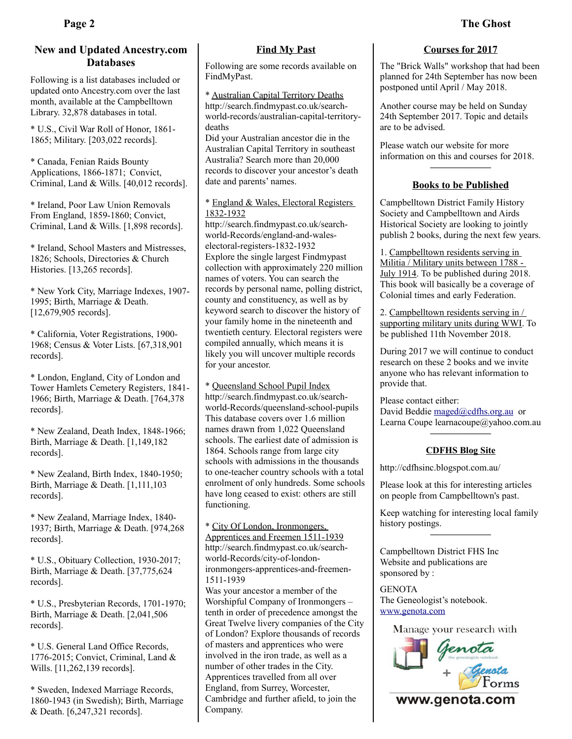## New and Updated Ancestry.com Databases

Following is a list databases included or updated onto Ancestry.com over the last month, available at the Campbelltown Library. 32,878 databases in total.

* U.S., Civil War Roll of Honor, 1861-1865; Military. [203,022 records].

* Canada, Fenian Raids Bounty Applications, 1866-1871; Convict, Criminal, Land & Wills. [40,012 records].

* Ireland, Poor Law Union Removals From England, 1859-1860; Convict, Criminal, Land & Wills. [1,898 records].

* Ireland, School Masters and Mistresses, 1826; Schools, Directories & Church Histories. [13,265 records].

* New York City, Marriage Indexes, 1907-1995; Birth, Marriage & Death. [12,679,905 records].

* California, Voter Registrations, 1900-1968; Census & Voter Lists. [67,318,901 records].

* London, England, City of London and Tower Hamlets Cemetery Registers, 1841-1966; Birth, Marriage & Death. [764,378 records].

* New Zealand, Death Index, 1848-1966; Birth, Marriage & Death. [1,149,182 records].

* New Zealand, Birth Index, 1840-1950; Birth, Marriage & Death. [1,111,103 records].

* New Zealand, Marriage Index, 1840-1937; Birth, Marriage & Death. [974,268 records].

* U.S., Obituary Collection, 1930-2017; Birth, Marriage & Death. [37,775,624 records].

* U.S., Presbyterian Records, 1701-1970; Birth, Marriage & Death. [2,041,506 records].

* U.S. General Land Office Records, 1776-2015; Convict, Criminal, Land & Wills. [11,262,139 records].

* Sweden, Indexed Marriage Records, 1860-1943 (in Swedish); Birth, Marriage & Death. [6,247,321 records].

## Find My Past

Following are some records available on FindMyPast.

* Australian Capital Territory Deaths
http://search.findmypast.co.uk/search-world-records/australian-capital-territory-deaths
Did your Australian ancestor die in the Australian Capital Territory in southeast Australia? Search more than 20,000 records to discover your ancestor's death date and parents' names.

* England & Wales, Electoral Registers 1832-1932
http://search.findmypast.co.uk/search-world-Records/england-and-wales-electoral-registers-1832-1932
Explore the single largest Findmypast collection with approximately 220 million names of voters. You can search the records by personal name, polling district, county and constituency, as well as by keyword search to discover the history of your family home in the nineteenth and twentieth century. Electoral registers were compiled annually, which means it is likely you will uncover multiple records for your ancestor.

* Queensland School Pupil Index
http://search.findmypast.co.uk/search-world-Records/queensland-school-pupils
This database covers over 1.6 million names drawn from 1,022 Queensland schools. The earliest date of admission is 1864. Schools range from large city schools with admissions in the thousands to one-teacher country schools with a total enrolment of only hundreds. Some schools have long ceased to exist: others are still functioning.

* City Of London, Ironmongers, Apprentices and Freemen 1511-1939
http://search.findmypast.co.uk/search-world-Records/city-of-london-ironmongers-apprentices-and-freemen-1511-1939
Was your ancestor a member of the Worshipful Company of Ironmongers – tenth in order of precedence amongst the Great Twelve livery companies of the City of London? Explore thousands of records of masters and apprentices who were involved in the iron trade, as well as a number of other trades in the City. Apprentices travelled from all over England, from Surrey, Worcester, Cambridge and further afield, to join the Company.

## Courses for 2017

The "Brick Walls" workshop that had been planned for 24th September has now been postponed until April / May 2018.

Another course may be held on Sunday 24th September 2017. Topic and details are to be advised.

Please watch our website for more information on this and courses for 2018.

## Books to be Published

Campbelltown District Family History Society and Campbelltown and Airds Historical Society are looking to jointly publish 2 books, during the next few years.

1. Campbelltown residents serving in Militia / Military units between 1788 - July 1914. To be published during 2018. This book will basically be a coverage of Colonial times and early Federation.

2. Campbelltown residents serving in / supporting military units during WWI. To be published 11th November 2018.

During 2017 we will continue to conduct research on these 2 books and we invite anyone who has relevant information to provide that.

Please contact either:
David Beddie maged@cdfhs.org.au or
Learna Coupe learnacoupe@yahoo.com.au

## CDFHS Blog Site

http://cdfhsinc.blogspot.com.au/

Please look at this for interesting articles on people from Campbelltown's past.

Keep watching for interesting local family history postings.

Campbelltown District FHS Inc
Website and publications are sponsored by :

GENOTA
The Geneologist's notebook.
www.genota.com

Manage your research with Genota the genealogists notebook + Genota Forms
www.genota.com